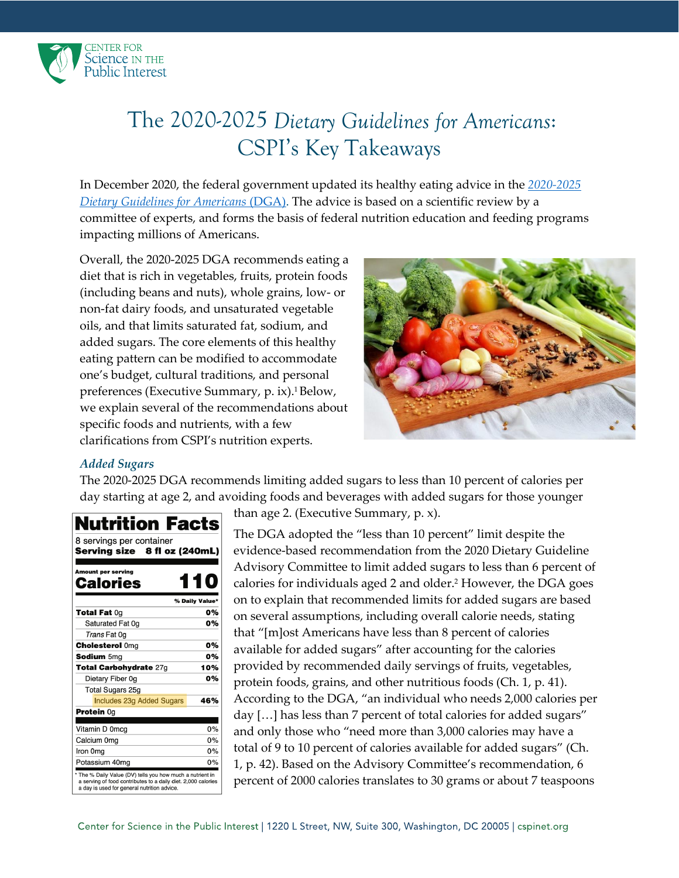CENTER FOR Science IN THE Public Interest

# The 2020-2025 *Dietary Guidelines for Americans*: CSPI's Key Takeaways

In December 2020, the federal government updated its healthy eating advice in the *2020-2025 Dietary Guidelines for Americans* (DGA). The advice is based on a scientific review by a committee of experts, and forms the basis of federal nutrition education and feeding programs impacting millions of Americans.

Overall, the 2020-2025 DGA recommends eating a diet that is rich in vegetables, fruits, protein foods (including beans and nuts), whole grains, low- or non-fat dairy foods, and unsaturated vegetable oils, and that limits saturated fat, sodium, and added sugars. The core elements of this healthy eating pattern can be modified to accommodate one's budget, cultural traditions, and personal preferences (Executive Summary, p. ix).[1] Below, we explain several of the recommendations about specific foods and nutrients, with a few clarifications from CSPI's nutrition experts.

### *Added Sugars*

The 2020-2025 DGA recommends limiting added sugars to less than 10 percent of calories per day starting at age 2, and avoiding foods and beverages with added sugars for those younger than age 2. (Executive Summary, p. x).

| **Nutrition Facts** | |
|---|---|
| 8 servings per container | |
| **Serving size** | **8 fl oz (240mL)** |
| Amount per serving | |
| **Calories** | **110** |
| | **% Daily Value*** |
| **Total Fat** 0g | **0%** |
| Saturated Fat 0g | **0%** |
| *Trans* Fat 0g | |
| **Cholesterol** 0mg | **0%** |
| **Sodium** 5mg | **0%** |
| **Total Carbohydrate** 27g | **10%** |
| Dietary Fiber 0g | **0%** |
| Total Sugars 25g | |
| Includes 23g Added Sugars | **46%** |
| **Protein** 0g | |
| Vitamin D 0mcg | 0% |
| Calcium 0mg | 0% |
| Iron 0mg | 0% |
| Potassium 40mg | 0% |

\* The % Daily Value (DV) tells you how much a nutrient in a serving of food contributes to a daily diet. 2,000 calories a day is used for general nutrition advice.

The DGA adopted the "less than 10 percent" limit despite the evidence-based recommendation from the 2020 Dietary Guideline Advisory Committee to limit added sugars to less than 6 percent of calories for individuals aged 2 and older.[2] However, the DGA goes on to explain that recommended limits for added sugars are based on several assumptions, including overall calorie needs, stating that "[m]ost Americans have less than 8 percent of calories available for added sugars" after accounting for the calories provided by recommended daily servings of fruits, vegetables, protein foods, grains, and other nutritious foods (Ch. 1, p. 41). According to the DGA, "an individual who needs 2,000 calories per day […] has less than 7 percent of total calories for added sugars" and only those who "need more than 3,000 calories may have a total of 9 to 10 percent of calories available for added sugars" (Ch. 1, p. 42). Based on the Advisory Committee's recommendation, 6 percent of 2000 calories translates to 30 grams or about 7 teaspoons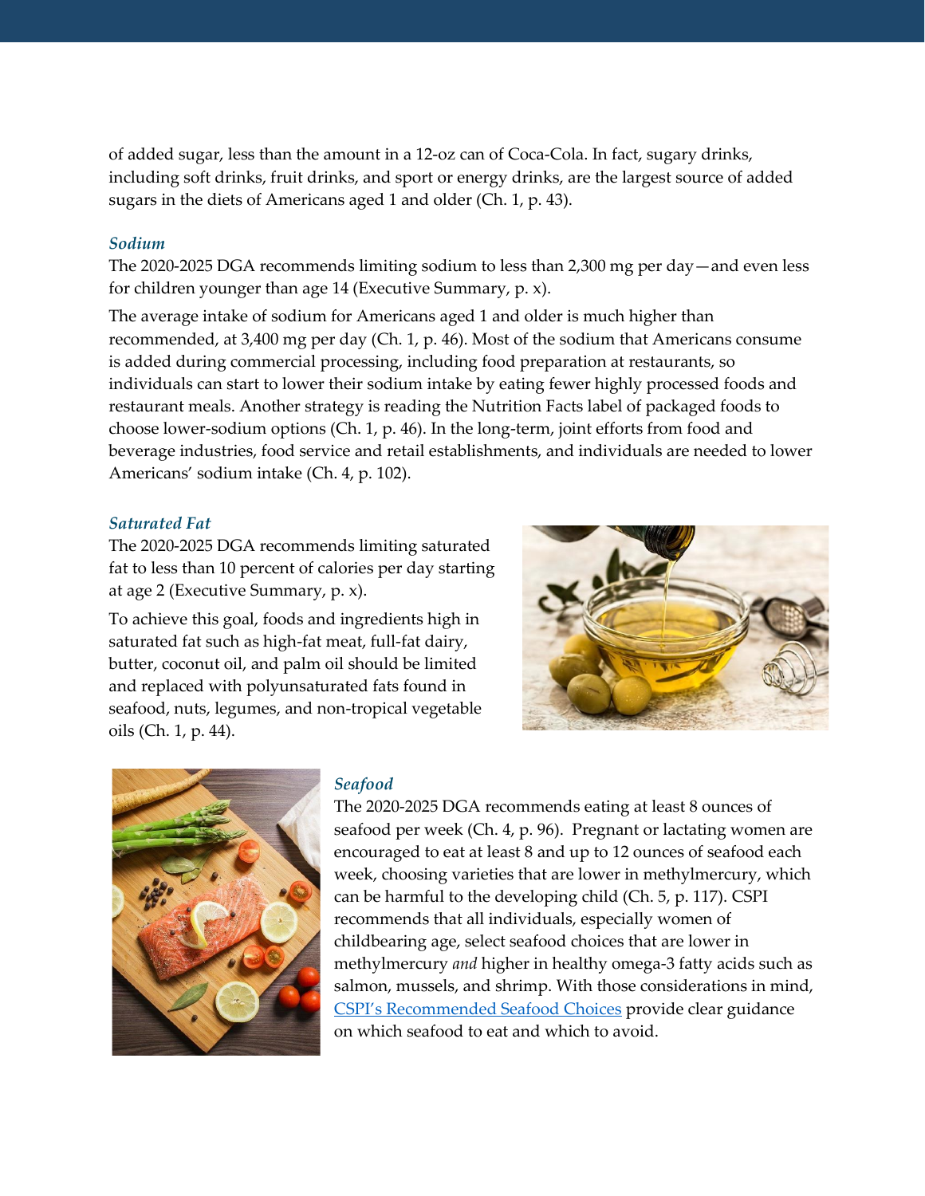of added sugar, less than the amount in a 12-oz can of Coca-Cola. In fact, sugary drinks, including soft drinks, fruit drinks, and sport or energy drinks, are the largest source of added sugars in the diets of Americans aged 1 and older (Ch. 1, p. 43).

### *Sodium*

The 2020-2025 DGA recommends limiting sodium to less than 2,300 mg per day—and even less for children younger than age 14 (Executive Summary, p. x).

The average intake of sodium for Americans aged 1 and older is much higher than recommended, at 3,400 mg per day (Ch. 1, p. 46). Most of the sodium that Americans consume is added during commercial processing, including food preparation at restaurants, so individuals can start to lower their sodium intake by eating fewer highly processed foods and restaurant meals. Another strategy is reading the Nutrition Facts label of packaged foods to choose lower-sodium options (Ch. 1, p. 46). In the long-term, joint efforts from food and beverage industries, food service and retail establishments, and individuals are needed to lower Americans' sodium intake (Ch. 4, p. 102).

### *Saturated Fat*

The 2020-2025 DGA recommends limiting saturated fat to less than 10 percent of calories per day starting at age 2 (Executive Summary, p. x).

To achieve this goal, foods and ingredients high in saturated fat such as high-fat meat, full-fat dairy, butter, coconut oil, and palm oil should be limited and replaced with polyunsaturated fats found in seafood, nuts, legumes, and non-tropical vegetable oils (Ch. 1, p. 44).

### *Seafood*

The 2020-2025 DGA recommends eating at least 8 ounces of seafood per week (Ch. 4, p. 96). Pregnant or lactating women are encouraged to eat at least 8 and up to 12 ounces of seafood each week, choosing varieties that are lower in methylmercury, which can be harmful to the developing child (Ch. 5, p. 117). CSPI recommends that all individuals, especially women of childbearing age, select seafood choices that are lower in methylmercury *and* higher in healthy omega-3 fatty acids such as salmon, mussels, and shrimp. With those considerations in mind, CSPI's Recommended Seafood Choices provide clear guidance on which seafood to eat and which to avoid.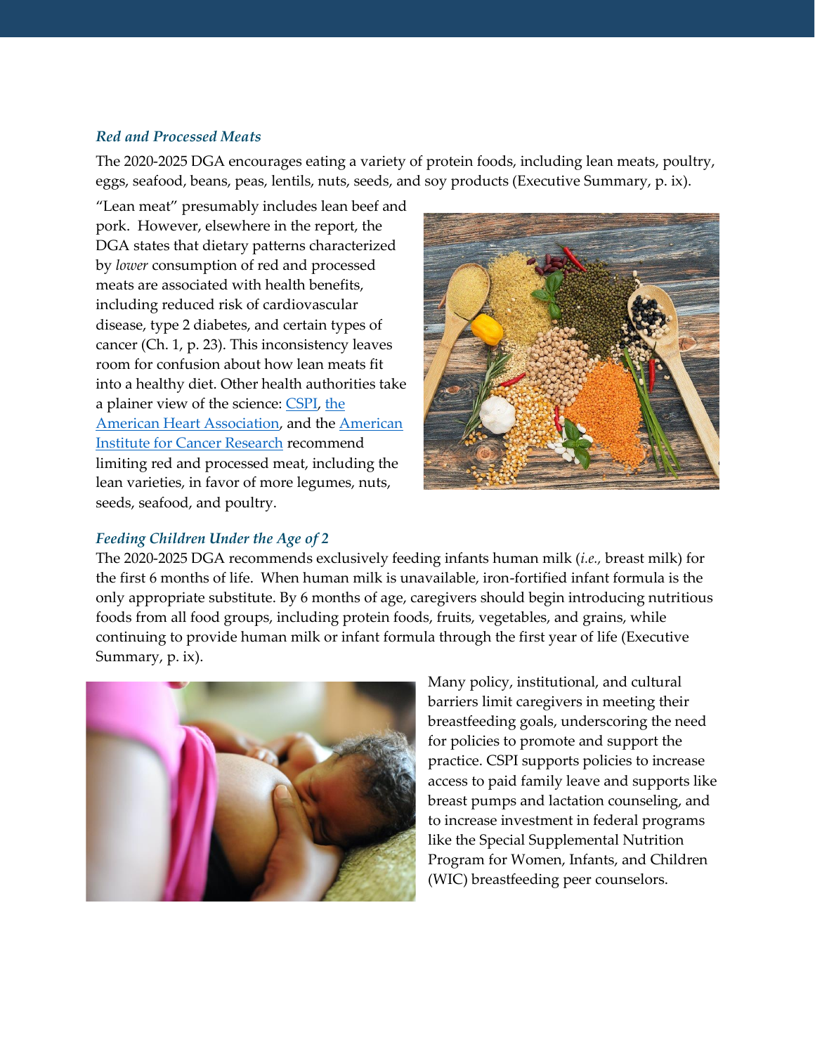### *Red and Processed Meats*

The 2020-2025 DGA encourages eating a variety of protein foods, including lean meats, poultry, eggs, seafood, beans, peas, lentils, nuts, seeds, and soy products (Executive Summary, p. ix).

"Lean meat" presumably includes lean beef and pork. However, elsewhere in the report, the DGA states that dietary patterns characterized by *lower* consumption of red and processed meats are associated with health benefits, including reduced risk of cardiovascular disease, type 2 diabetes, and certain types of cancer (Ch. 1, p. 23). This inconsistency leaves room for confusion about how lean meats fit into a healthy diet. Other health authorities take a plainer view of the science: CSPI, the American Heart Association, and the American Institute for Cancer Research recommend limiting red and processed meat, including the lean varieties, in favor of more legumes, nuts, seeds, seafood, and poultry.

### *Feeding Children Under the Age of 2*

The 2020-2025 DGA recommends exclusively feeding infants human milk (*i.e.,* breast milk) for the first 6 months of life. When human milk is unavailable, iron-fortified infant formula is the only appropriate substitute. By 6 months of age, caregivers should begin introducing nutritious foods from all food groups, including protein foods, fruits, vegetables, and grains, while continuing to provide human milk or infant formula through the first year of life (Executive Summary, p. ix).

Many policy, institutional, and cultural barriers limit caregivers in meeting their breastfeeding goals, underscoring the need for policies to promote and support the practice. CSPI supports policies to increase access to paid family leave and supports like breast pumps and lactation counseling, and to increase investment in federal programs like the Special Supplemental Nutrition Program for Women, Infants, and Children (WIC) breastfeeding peer counselors.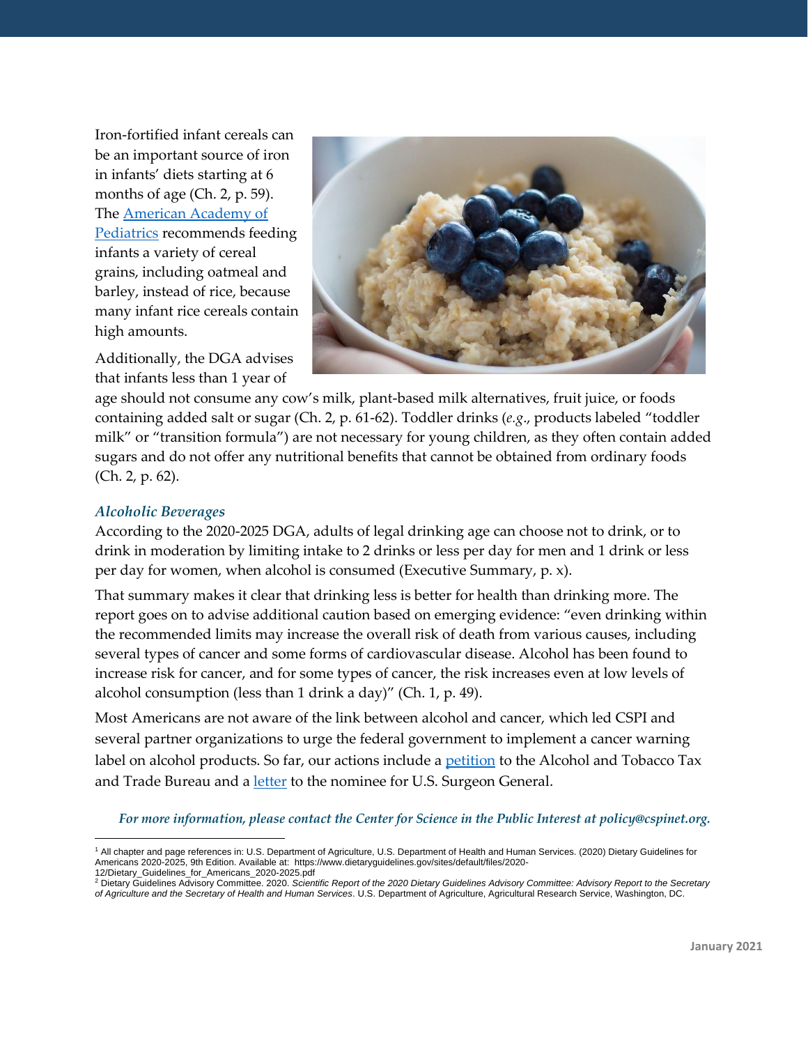Iron-fortified infant cereals can be an important source of iron in infants' diets starting at 6 months of age (Ch. 2, p. 59). The American Academy of Pediatrics recommends feeding infants a variety of cereal grains, including oatmeal and barley, instead of rice, because many infant rice cereals contain high amounts.

Additionally, the DGA advises that infants less than 1 year of age should not consume any cow's milk, plant-based milk alternatives, fruit juice, or foods containing added salt or sugar (Ch. 2, p. 61-62). Toddler drinks (*e.g*., products labeled "toddler milk" or "transition formula") are not necessary for young children, as they often contain added sugars and do not offer any nutritional benefits that cannot be obtained from ordinary foods (Ch. 2, p. 62).

### *Alcoholic Beverages*

According to the 2020-2025 DGA, adults of legal drinking age can choose not to drink, or to drink in moderation by limiting intake to 2 drinks or less per day for men and 1 drink or less per day for women, when alcohol is consumed (Executive Summary, p. x).

That summary makes it clear that drinking less is better for health than drinking more. The report goes on to advise additional caution based on emerging evidence: "even drinking within the recommended limits may increase the overall risk of death from various causes, including several types of cancer and some forms of cardiovascular disease. Alcohol has been found to increase risk for cancer, and for some types of cancer, the risk increases even at low levels of alcohol consumption (less than 1 drink a day)" (Ch. 1, p. 49).

Most Americans are not aware of the link between alcohol and cancer, which led CSPI and several partner organizations to urge the federal government to implement a cancer warning label on alcohol products. So far, our actions include a petition to the Alcohol and Tobacco Tax and Trade Bureau and a letter to the nominee for U.S. Surgeon General.

***For more information, please contact the Center for Science in the Public Interest at policy@cspinet.org.***

[1] All chapter and page references in: U.S. Department of Agriculture, U.S. Department of Health and Human Services. (2020) Dietary Guidelines for Americans 2020-2025, 9th Edition. Available at: https://www.dietaryguidelines.gov/sites/default/files/2020-12/Dietary_Guidelines_for_Americans_2020-2025.pdf

[2] Dietary Guidelines Advisory Committee. 2020. *Scientific Report of the 2020 Dietary Guidelines Advisory Committee: Advisory Report to the Secretary of Agriculture and the Secretary of Health and Human Services*. U.S. Department of Agriculture, Agricultural Research Service, Washington, DC.

January 2021